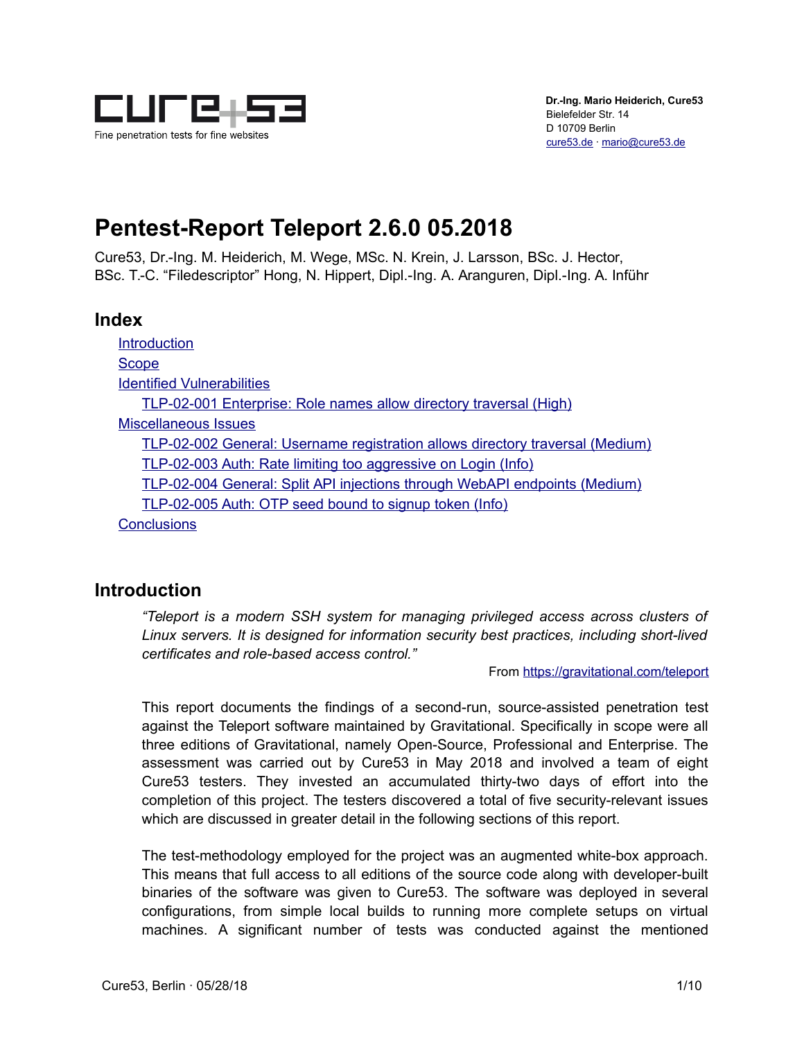Dr.-Ing. Mario Heiderich, Cure53
Bielefelder Str. 14
D 10709 Berlin
cure53.de · mario@cure53.de

# Pentest-Report Teleport 2.6.0 05.2018

Cure53, Dr.-Ing. M. Heiderich, M. Wege, MSc. N. Krein, J. Larsson, BSc. J. Hector, BSc. T.-C. "Filedescriptor" Hong, N. Hippert, Dipl.-Ing. A. Aranguren, Dipl.-Ing. A. Inführ

## Index

- Introduction
- Scope
- Identified Vulnerabilities
  - TLP-02-001 Enterprise: Role names allow directory traversal (High)
- Miscellaneous Issues
  - TLP-02-002 General: Username registration allows directory traversal (Medium)
  - TLP-02-003 Auth: Rate limiting too aggressive on Login (Info)
  - TLP-02-004 General: Split API injections through WebAPI endpoints (Medium)
  - TLP-02-005 Auth: OTP seed bound to signup token (Info)
- Conclusions

## Introduction

> *"Teleport is a modern SSH system for managing privileged access across clusters of Linux servers. It is designed for information security best practices, including short-lived certificates and role-based access control."*
>
> From https://gravitational.com/teleport

This report documents the findings of a second-run, source-assisted penetration test against the Teleport software maintained by Gravitational. Specifically in scope were all three editions of Gravitational, namely Open-Source, Professional and Enterprise. The assessment was carried out by Cure53 in May 2018 and involved a team of eight Cure53 testers. They invested an accumulated thirty-two days of effort into the completion of this project. The testers discovered a total of five security-relevant issues which are discussed in greater detail in the following sections of this report.

The test-methodology employed for the project was an augmented white-box approach. This means that full access to all editions of the source code along with developer-built binaries of the software was given to Cure53. The software was deployed in several configurations, from simple local builds to running more complete setups on virtual machines. A significant number of tests was conducted against the mentioned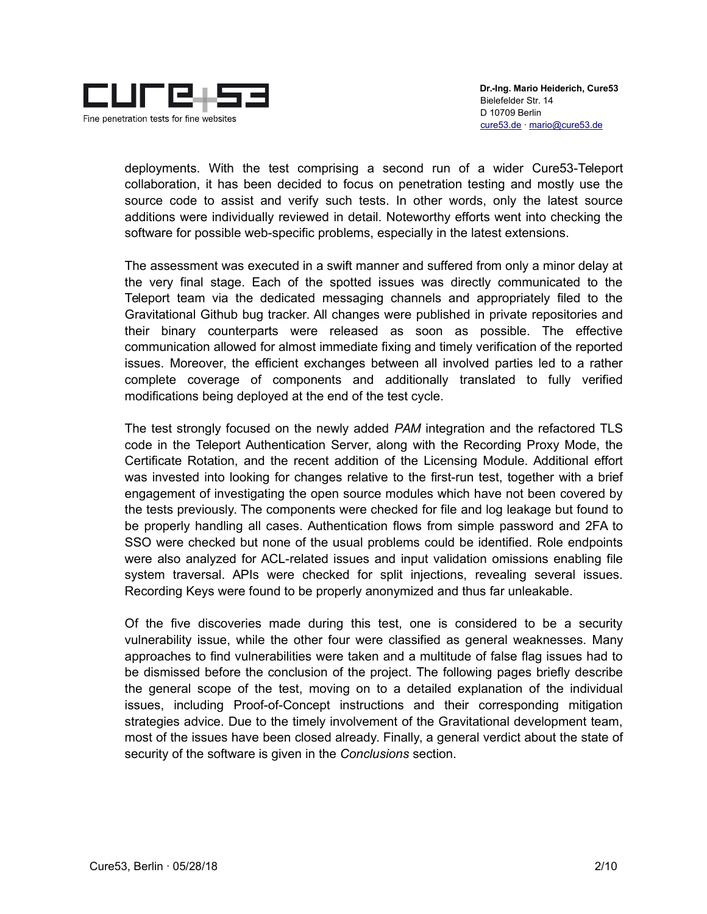deployments. With the test comprising a second run of a wider Cure53-Teleport collaboration, it has been decided to focus on penetration testing and mostly use the source code to assist and verify such tests. In other words, only the latest source additions were individually reviewed in detail. Noteworthy efforts went into checking the software for possible web-specific problems, especially in the latest extensions.

The assessment was executed in a swift manner and suffered from only a minor delay at the very final stage. Each of the spotted issues was directly communicated to the Teleport team via the dedicated messaging channels and appropriately filed to the Gravitational Github bug tracker. All changes were published in private repositories and their binary counterparts were released as soon as possible. The effective communication allowed for almost immediate fixing and timely verification of the reported issues. Moreover, the efficient exchanges between all involved parties led to a rather complete coverage of components and additionally translated to fully verified modifications being deployed at the end of the test cycle.

The test strongly focused on the newly added *PAM* integration and the refactored TLS code in the Teleport Authentication Server, along with the Recording Proxy Mode, the Certificate Rotation, and the recent addition of the Licensing Module. Additional effort was invested into looking for changes relative to the first-run test, together with a brief engagement of investigating the open source modules which have not been covered by the tests previously. The components were checked for file and log leakage but found to be properly handling all cases. Authentication flows from simple password and 2FA to SSO were checked but none of the usual problems could be identified. Role endpoints were also analyzed for ACL-related issues and input validation omissions enabling file system traversal. APIs were checked for split injections, revealing several issues. Recording Keys were found to be properly anonymized and thus far unleakable.

Of the five discoveries made during this test, one is considered to be a security vulnerability issue, while the other four were classified as general weaknesses. Many approaches to find vulnerabilities were taken and a multitude of false flag issues had to be dismissed before the conclusion of the project. The following pages briefly describe the general scope of the test, moving on to a detailed explanation of the individual issues, including Proof-of-Concept instructions and their corresponding mitigation strategies advice. Due to the timely involvement of the Gravitational development team, most of the issues have been closed already. Finally, a general verdict about the state of security of the software is given in the *Conclusions* section.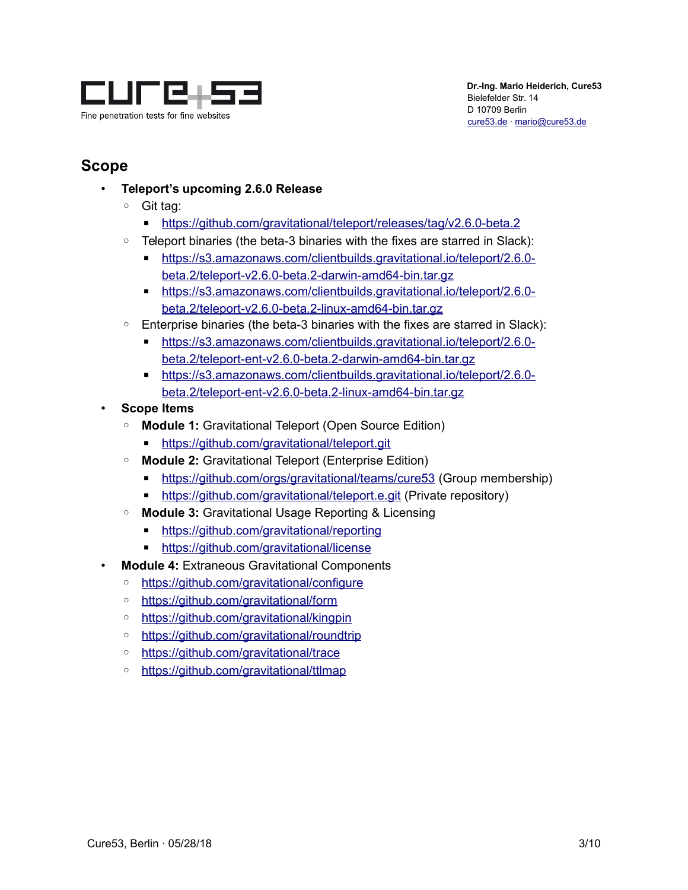## Scope

- **Teleport's upcoming 2.6.0 Release**
  - Git tag:
    - https://github.com/gravitational/teleport/releases/tag/v2.6.0-beta.2
  - Teleport binaries (the beta-3 binaries with the fixes are starred in Slack):
    - https://s3.amazonaws.com/clientbuilds.gravitational.io/teleport/2.6.0-beta.2/teleport-v2.6.0-beta.2-darwin-amd64-bin.tar.gz
    - https://s3.amazonaws.com/clientbuilds.gravitational.io/teleport/2.6.0-beta.2/teleport-v2.6.0-beta.2-linux-amd64-bin.tar.gz
  - Enterprise binaries (the beta-3 binaries with the fixes are starred in Slack):
    - https://s3.amazonaws.com/clientbuilds.gravitational.io/teleport/2.6.0-beta.2/teleport-ent-v2.6.0-beta.2-darwin-amd64-bin.tar.gz
    - https://s3.amazonaws.com/clientbuilds.gravitational.io/teleport/2.6.0-beta.2/teleport-ent-v2.6.0-beta.2-linux-amd64-bin.tar.gz
- **Scope Items**
  - **Module 1:** Gravitational Teleport (Open Source Edition)
    - https://github.com/gravitational/teleport.git
  - **Module 2:** Gravitational Teleport (Enterprise Edition)
    - https://github.com/orgs/gravitational/teams/cure53 (Group membership)
    - https://github.com/gravitational/teleport.e.git (Private repository)
  - **Module 3:** Gravitational Usage Reporting & Licensing
    - https://github.com/gravitational/reporting
    - https://github.com/gravitational/license
- **Module 4:** Extraneous Gravitational Components
  - https://github.com/gravitational/configure
  - https://github.com/gravitational/form
  - https://github.com/gravitational/kingpin
  - https://github.com/gravitational/roundtrip
  - https://github.com/gravitational/trace
  - https://github.com/gravitational/ttlmap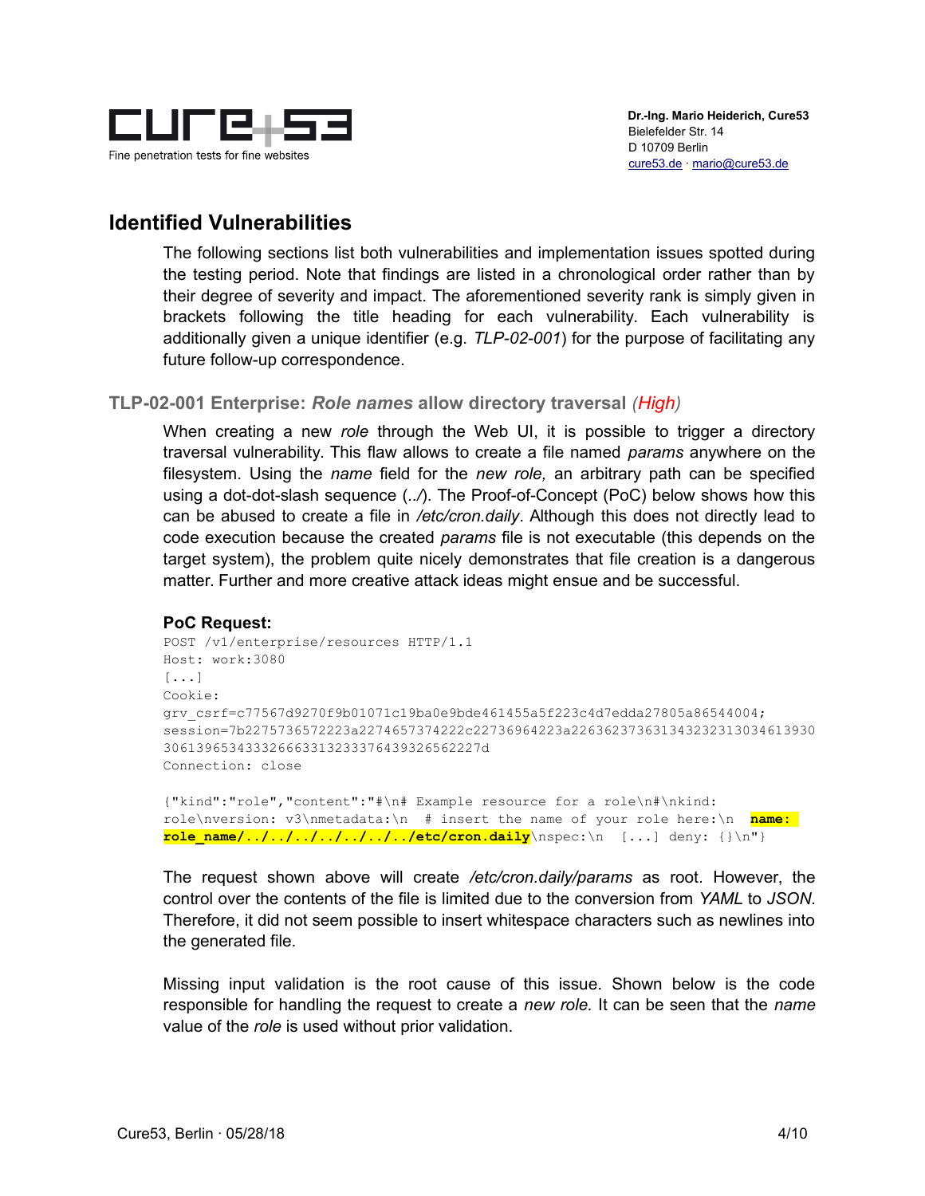## Identified Vulnerabilities

The following sections list both vulnerabilities and implementation issues spotted during the testing period. Note that findings are listed in a chronological order rather than by their degree of severity and impact. The aforementioned severity rank is simply given in brackets following the title heading for each vulnerability. Each vulnerability is additionally given a unique identifier (e.g. *TLP-02-001*) for the purpose of facilitating any future follow-up correspondence.

### TLP-02-001 Enterprise: *Role names* allow directory traversal *(High)*

When creating a new *role* through the Web UI, it is possible to trigger a directory traversal vulnerability. This flaw allows to create a file named *params* anywhere on the filesystem. Using the *name* field for the *new role,* an arbitrary path can be specified using a dot-dot-slash sequence (*../*). The Proof-of-Concept (PoC) below shows how this can be abused to create a file in */etc/cron.daily*. Although this does not directly lead to code execution because the created *params* file is not executable (this depends on the target system), the problem quite nicely demonstrates that file creation is a dangerous matter. Further and more creative attack ideas might ensue and be successful.

**PoC Request:**

```
POST /v1/enterprise/resources HTTP/1.1
Host: work:3080
[...]
Cookie:
grv_csrf=c77567d9270f9b01071c19ba0e9bde461455a5f223c4d7edda27805a86544004;
session=7b2275736572223a2274657374222c22736964223a226362373631343232313034613930
30613965343332666331323337643932656562227d
Connection: close

{"kind":"role","content":"#\n# Example resource for a role\n#\nkind:
role\nversion: v3\nmetadata:\n  # insert the name of your role here:\n  name:
role_name/../../../../../../../etc/cron.daily\nspec:\n  [...] deny: {}\n"}
```

The request shown above will create */etc/cron.daily/params* as root. However, the control over the contents of the file is limited due to the conversion from *YAML* to *JSON*. Therefore, it did not seem possible to insert whitespace characters such as newlines into the generated file.

Missing input validation is the root cause of this issue. Shown below is the code responsible for handling the request to create a *new role*. It can be seen that the *name* value of the *role* is used without prior validation.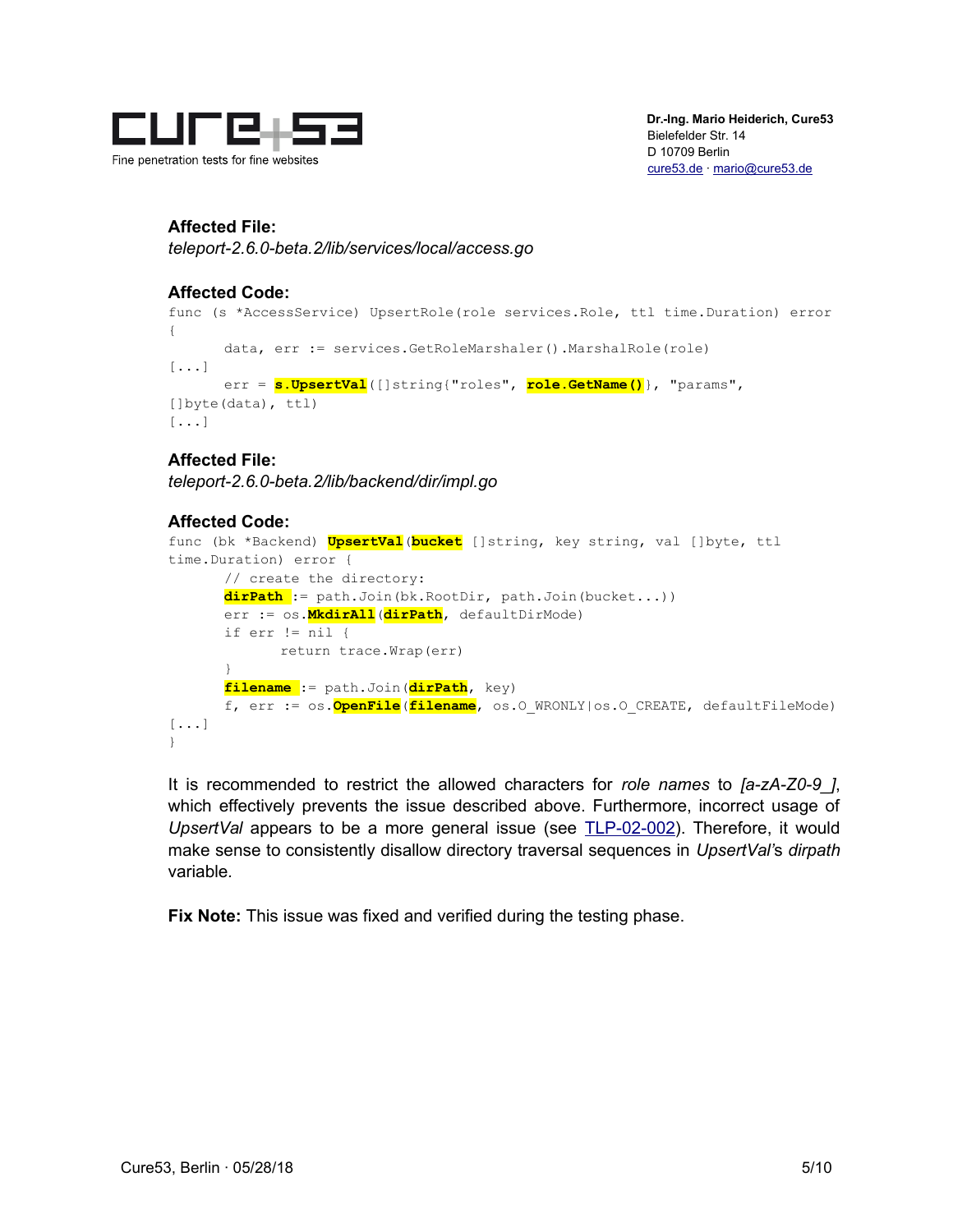**Affected File:**

*teleport-2.6.0-beta.2/lib/services/local/access.go*

**Affected Code:**

```
func (s *AccessService) UpsertRole(role services.Role, ttl time.Duration) error
{
       data, err := services.GetRoleMarshaler().MarshalRole(role)
[...]
       err = s.UpsertVal([]string{"roles", role.GetName()}, "params",
[]byte(data), ttl)
[...]
```

**Affected File:**

*teleport-2.6.0-beta.2/lib/backend/dir/impl.go*

**Affected Code:**

```
func (bk *Backend) UpsertVal(bucket []string, key string, val []byte, ttl
time.Duration) error {
       // create the directory:
       dirPath := path.Join(bk.RootDir, path.Join(bucket...))
       err := os.MkdirAll(dirPath, defaultDirMode)
       if err != nil {
              return trace.Wrap(err)
       }
       filename := path.Join(dirPath, key)
       f, err := os.OpenFile(filename, os.O_WRONLY|os.O_CREATE, defaultFileMode)
[...]
}
```

It is recommended to restrict the allowed characters for *role names* to *[a-zA-Z0-9_]*, which effectively prevents the issue described above. Furthermore, incorrect usage of *UpsertVal* appears to be a more general issue (see TLP-02-002). Therefore, it would make sense to consistently disallow directory traversal sequences in *UpsertVal*'s *dirpath* variable.

**Fix Note:** This issue was fixed and verified during the testing phase.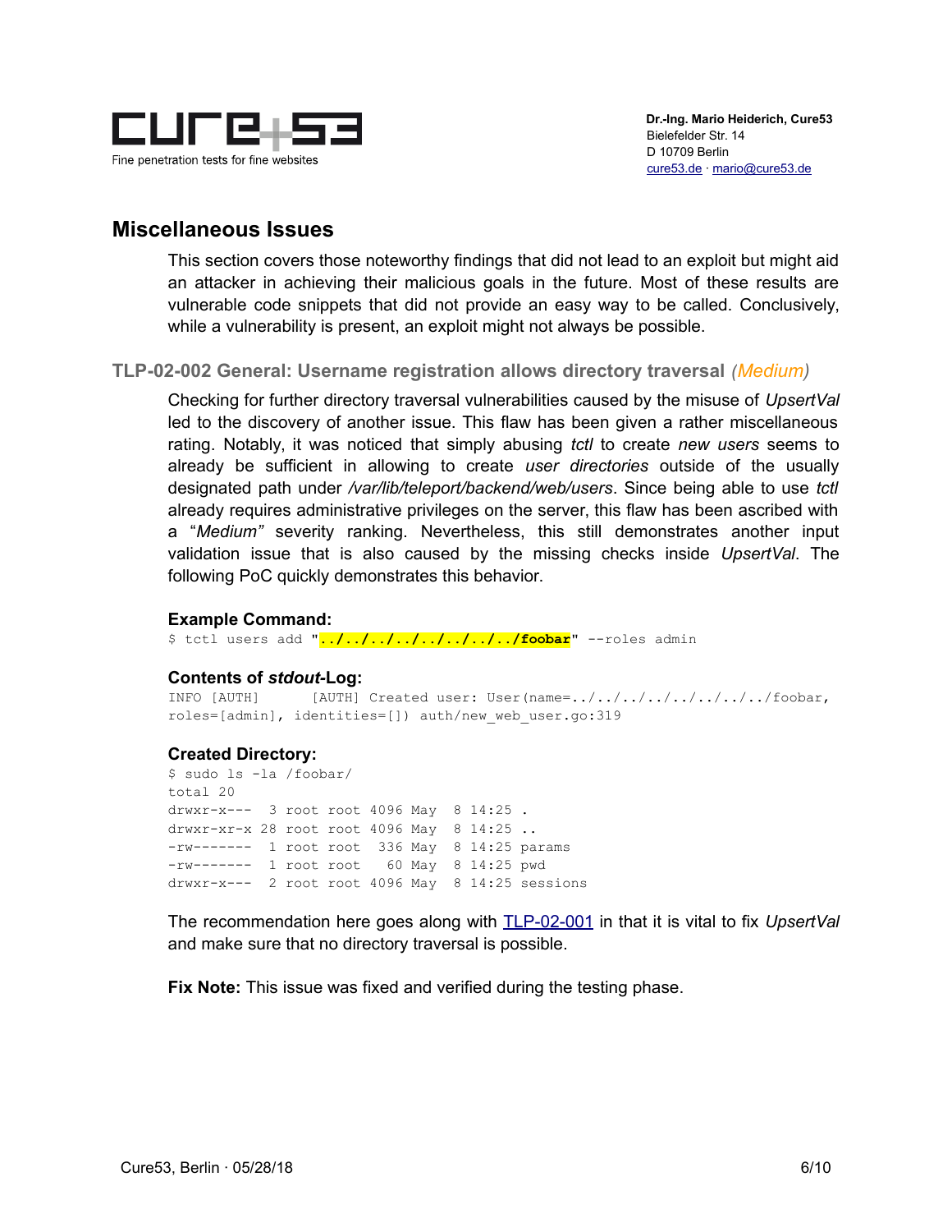## Miscellaneous Issues

This section covers those noteworthy findings that did not lead to an exploit but might aid an attacker in achieving their malicious goals in the future. Most of these results are vulnerable code snippets that did not provide an easy way to be called. Conclusively, while a vulnerability is present, an exploit might not always be possible.

### TLP-02-002 General: Username registration allows directory traversal *(Medium)*

Checking for further directory traversal vulnerabilities caused by the misuse of *UpsertVal* led to the discovery of another issue. This flaw has been given a rather miscellaneous rating. Notably, it was noticed that simply abusing *tctl* to create *new users* seems to already be sufficient in allowing to create *user directories* outside of the usually designated path under */var/lib/teleport/backend/web/users*. Since being able to use *tctl* already requires administrative privileges on the server, this flaw has been ascribed with a "*Medium"* severity ranking. Nevertheless, this still demonstrates another input validation issue that is also caused by the missing checks inside *UpsertVal*. The following PoC quickly demonstrates this behavior.

**Example Command:**

```
$ tctl users add "../../../../../../../../foobar" --roles admin
```

**Contents of *stdout*-Log:**

```
INFO [AUTH]      [AUTH] Created user: User(name=../../../../../../../../foobar,
roles=[admin], identities=[]) auth/new_web_user.go:319
```

**Created Directory:**

```
$ sudo ls -la /foobar/
total 20
drwxr-x---  3 root root 4096 May  8 14:25 .
drwxr-xr-x 28 root root 4096 May  8 14:25 ..
-rw-------  1 root root  336 May  8 14:25 params
-rw-------  1 root root   60 May  8 14:25 pwd
drwxr-x---  2 root root 4096 May  8 14:25 sessions
```

The recommendation here goes along with TLP-02-001 in that it is vital to fix *UpsertVal* and make sure that no directory traversal is possible.

**Fix Note:** This issue was fixed and verified during the testing phase.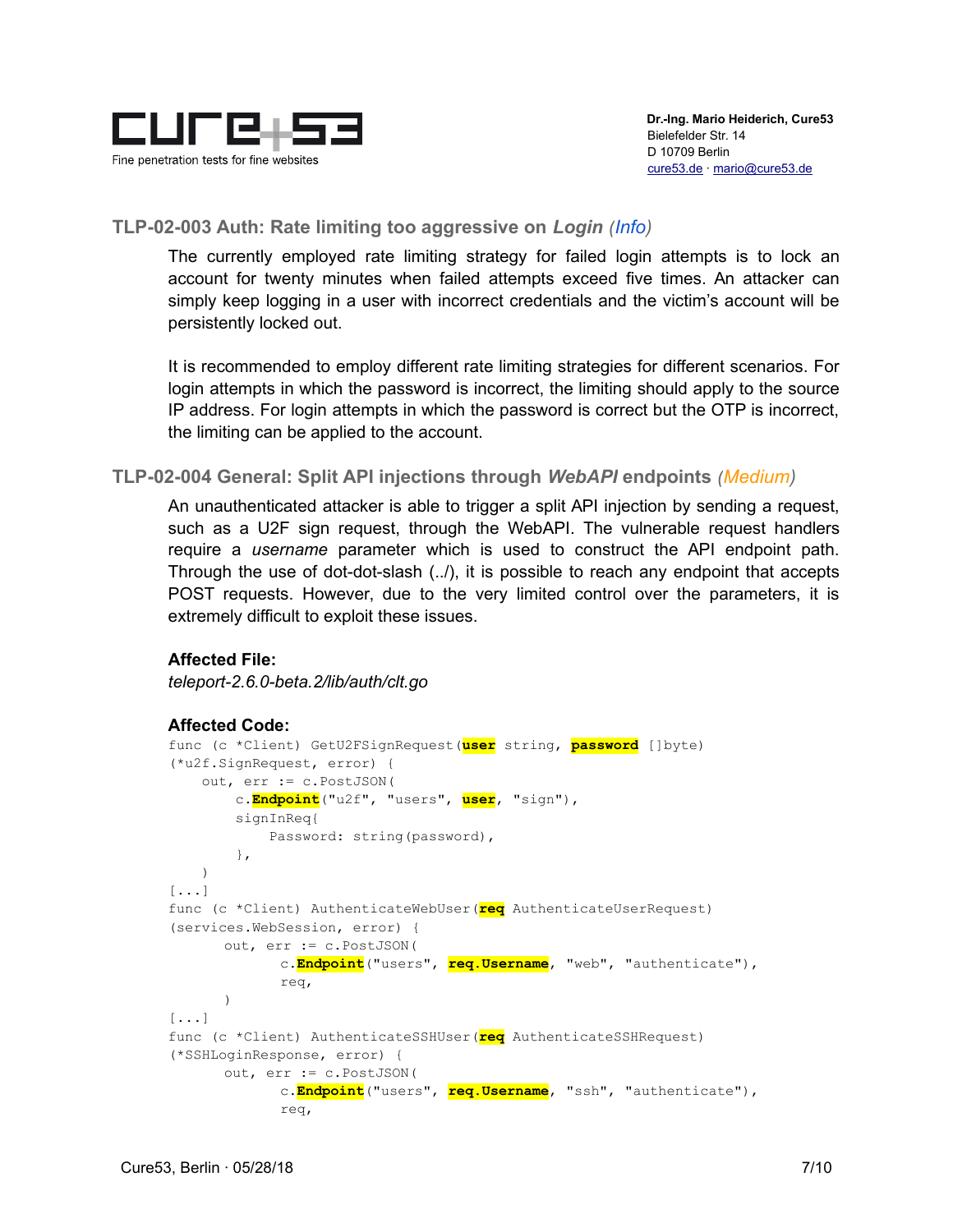### TLP-02-003 Auth: Rate limiting too aggressive on *Login* (*Info*)

The currently employed rate limiting strategy for failed login attempts is to lock an account for twenty minutes when failed attempts exceed five times. An attacker can simply keep logging in a user with incorrect credentials and the victim's account will be persistently locked out.

It is recommended to employ different rate limiting strategies for different scenarios. For login attempts in which the password is incorrect, the limiting should apply to the source IP address. For login attempts in which the password is correct but the OTP is incorrect, the limiting can be applied to the account.

### TLP-02-004 General: Split API injections through *WebAPI* endpoints (*Medium*)

An unauthenticated attacker is able to trigger a split API injection by sending a request, such as a U2F sign request, through the WebAPI. The vulnerable request handlers require a *username* parameter which is used to construct the API endpoint path. Through the use of dot-dot-slash (../), it is possible to reach any endpoint that accepts POST requests. However, due to the very limited control over the parameters, it is extremely difficult to exploit these issues.

**Affected File:**

*teleport-2.6.0-beta.2/lib/auth/clt.go*

**Affected Code:**

```
func (c *Client) GetU2FSignRequest(user string, password []byte)
(*u2f.SignRequest, error) {
    out, err := c.PostJSON(
        c.Endpoint("u2f", "users", user, "sign"),
        signInReq{
            Password: string(password),
        },
    )
[...]
func (c *Client) AuthenticateWebUser(req AuthenticateUserRequest)
(services.WebSession, error) {
       out, err := c.PostJSON(
              c.Endpoint("users", req.Username, "web", "authenticate"),
              req,
       )
[...]
func (c *Client) AuthenticateSSHUser(req AuthenticateSSHRequest)
(*SSHLoginResponse, error) {
       out, err := c.PostJSON(
              c.Endpoint("users", req.Username, "ssh", "authenticate"),
              req,
```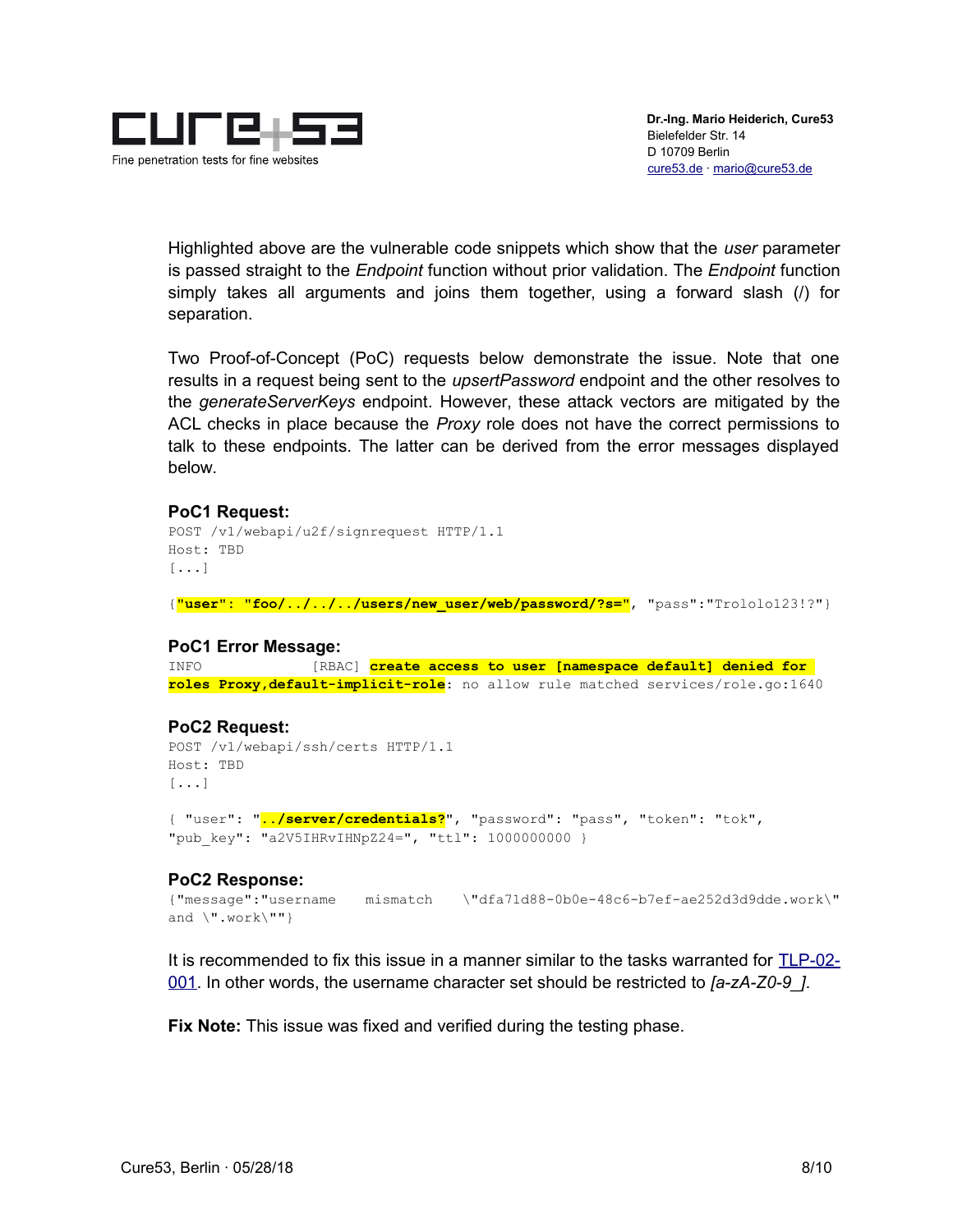Highlighted above are the vulnerable code snippets which show that the *user* parameter is passed straight to the *Endpoint* function without prior validation. The *Endpoint* function simply takes all arguments and joins them together, using a forward slash (/) for separation.

Two Proof-of-Concept (PoC) requests below demonstrate the issue. Note that one results in a request being sent to the *upsertPassword* endpoint and the other resolves to the *generateServerKeys* endpoint. However, these attack vectors are mitigated by the ACL checks in place because the *Proxy* role does not have the correct permissions to talk to these endpoints. The latter can be derived from the error messages displayed below.

**PoC1 Request:**

```
POST /v1/webapi/u2f/signrequest HTTP/1.1
Host: TBD
[...]

{"user": "foo/../../../users/new_user/web/password/?s=", "pass":"Trololo123!?"}
```

**PoC1 Error Message:**

```
INFO            [RBAC] create access to user [namespace default] denied for 
roles Proxy,default-implicit-role: no allow rule matched services/role.go:1640
```

**PoC2 Request:**

```
POST /v1/webapi/ssh/certs HTTP/1.1
Host: TBD
[...]

{ "user": "../server/credentials?", "password": "pass", "token": "tok", 
"pub_key": "a2V5IHRvIHNpZ24=", "ttl": 1000000000 }
```

**PoC2 Response:**

```
{"message":"username  mismatch  \"dfa71d88-0b0e-48c6-b7ef-ae252d3d9dde.work\" 
and \".work\""}
```

It is recommended to fix this issue in a manner similar to the tasks warranted for TLP-02-001. In other words, the username character set should be restricted to *[a-zA-Z0-9_]*.

**Fix Note:** This issue was fixed and verified during the testing phase.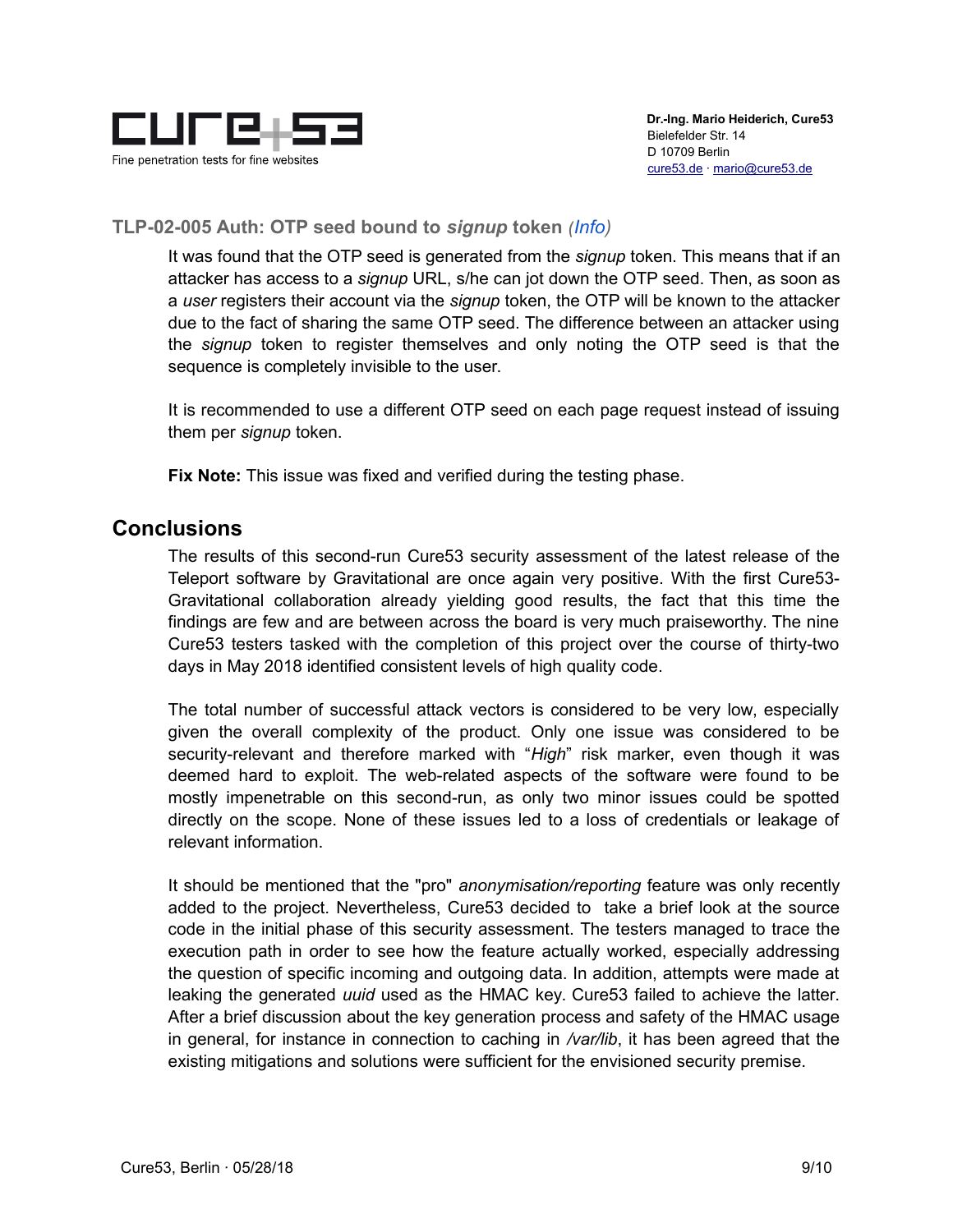### TLP-02-005 Auth: OTP seed bound to *signup* token *(Info)*

It was found that the OTP seed is generated from the *signup* token. This means that if an attacker has access to a *signup* URL, s/he can jot down the OTP seed. Then, as soon as a *user* registers their account via the *signup* token, the OTP will be known to the attacker due to the fact of sharing the same OTP seed. The difference between an attacker using the *signup* token to register themselves and only noting the OTP seed is that the sequence is completely invisible to the user.

It is recommended to use a different OTP seed on each page request instead of issuing them per *signup* token.

**Fix Note:** This issue was fixed and verified during the testing phase.

## Conclusions

The results of this second-run Cure53 security assessment of the latest release of the Teleport software by Gravitational are once again very positive. With the first Cure53-Gravitational collaboration already yielding good results, the fact that this time the findings are few and are between across the board is very much praiseworthy. The nine Cure53 testers tasked with the completion of this project over the course of thirty-two days in May 2018 identified consistent levels of high quality code.

The total number of successful attack vectors is considered to be very low, especially given the overall complexity of the product. Only one issue was considered to be security-relevant and therefore marked with "*High*" risk marker, even though it was deemed hard to exploit. The web-related aspects of the software were found to be mostly impenetrable on this second-run, as only two minor issues could be spotted directly on the scope. None of these issues led to a loss of credentials or leakage of relevant information.

It should be mentioned that the "pro" *anonymisation/reporting* feature was only recently added to the project. Nevertheless, Cure53 decided to take a brief look at the source code in the initial phase of this security assessment. The testers managed to trace the execution path in order to see how the feature actually worked, especially addressing the question of specific incoming and outgoing data. In addition, attempts were made at leaking the generated *uuid* used as the HMAC key. Cure53 failed to achieve the latter. After a brief discussion about the key generation process and safety of the HMAC usage in general, for instance in connection to caching in */var/lib*, it has been agreed that the existing mitigations and solutions were sufficient for the envisioned security premise.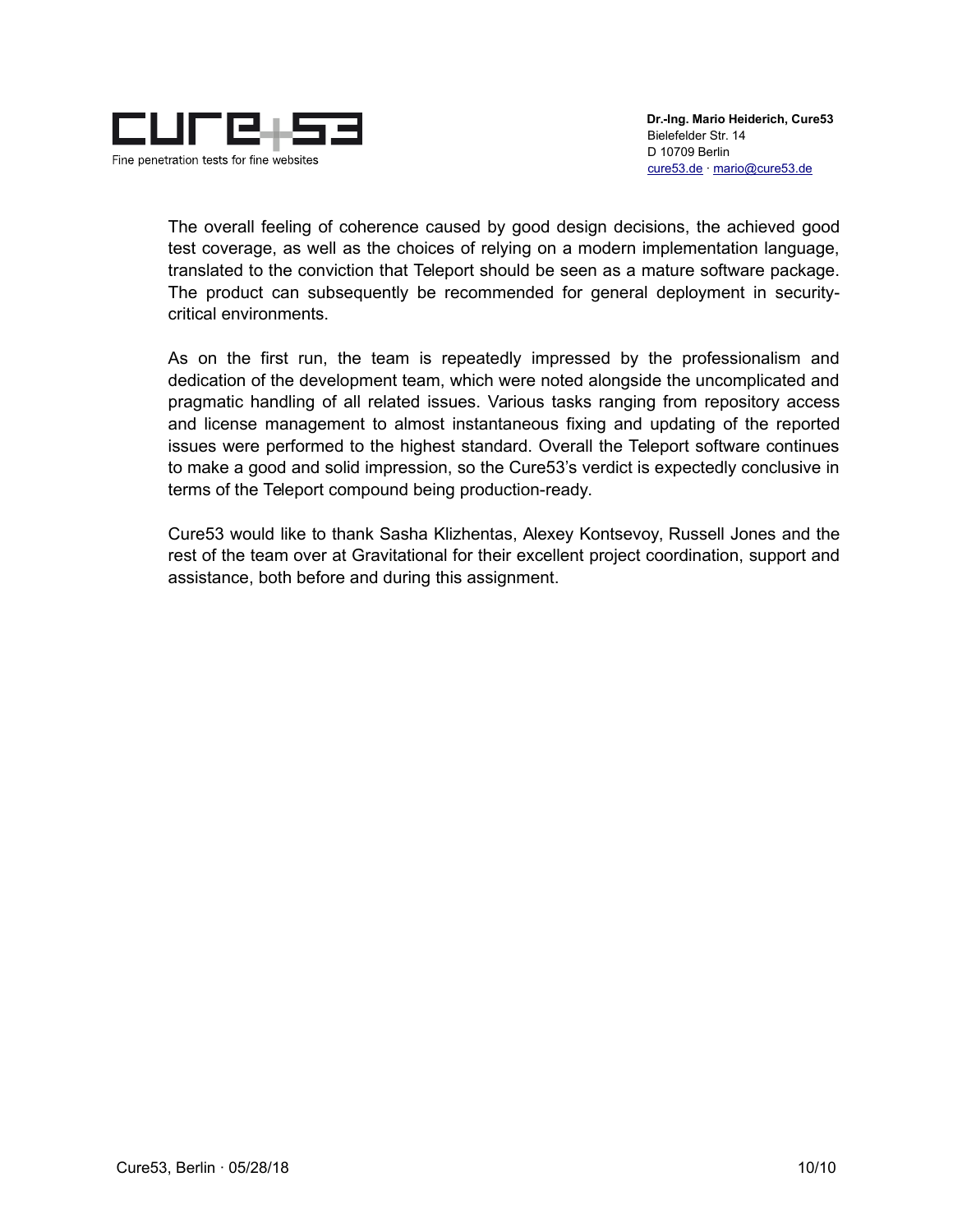The overall feeling of coherence caused by good design decisions, the achieved good test coverage, as well as the choices of relying on a modern implementation language, translated to the conviction that Teleport should be seen as a mature software package. The product can subsequently be recommended for general deployment in security-critical environments.

As on the first run, the team is repeatedly impressed by the professionalism and dedication of the development team, which were noted alongside the uncomplicated and pragmatic handling of all related issues. Various tasks ranging from repository access and license management to almost instantaneous fixing and updating of the reported issues were performed to the highest standard. Overall the Teleport software continues to make a good and solid impression, so the Cure53's verdict is expectedly conclusive in terms of the Teleport compound being production-ready.

Cure53 would like to thank Sasha Klizhentas, Alexey Kontsevoy, Russell Jones and the rest of the team over at Gravitational for their excellent project coordination, support and assistance, both before and during this assignment.